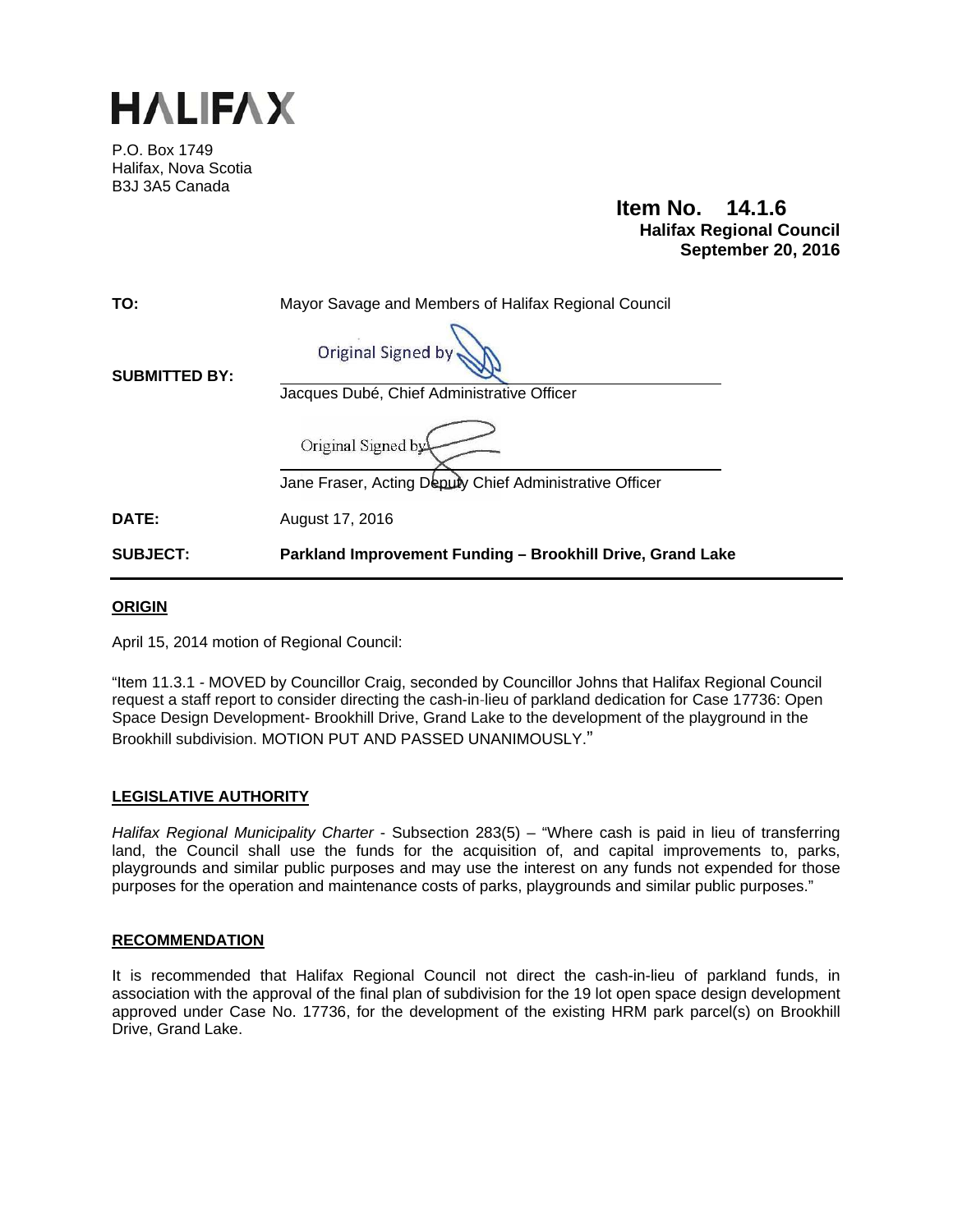# HALIFAX

P.O. Box 1749
Halifax, Nova Scotia
B3J 3A5 Canada

**Item No. 14.1.6**
**Halifax Regional Council**
**September 20, 2016**

**TO:** Mayor Savage and Members of Halifax Regional Council

**SUBMITTED BY:**

Original Signed by

Jacques Dubé, Chief Administrative Officer

Original Signed by

Jane Fraser, Acting Deputy Chief Administrative Officer

**DATE:** August 17, 2016

**SUBJECT:** **Parkland Improvement Funding – Brookhill Drive, Grand Lake**

## ORIGIN

April 15, 2014 motion of Regional Council:

"Item 11.3.1 - MOVED by Councillor Craig, seconded by Councillor Johns that Halifax Regional Council request a staff report to consider directing the cash-in-lieu of parkland dedication for Case 17736: Open Space Design Development- Brookhill Drive, Grand Lake to the development of the playground in the Brookhill subdivision. MOTION PUT AND PASSED UNANIMOUSLY."

## LEGISLATIVE AUTHORITY

*Halifax Regional Municipality Charter* - Subsection 283(5) – "Where cash is paid in lieu of transferring land, the Council shall use the funds for the acquisition of, and capital improvements to, parks, playgrounds and similar public purposes and may use the interest on any funds not expended for those purposes for the operation and maintenance costs of parks, playgrounds and similar public purposes."

## RECOMMENDATION

It is recommended that Halifax Regional Council not direct the cash-in-lieu of parkland funds, in association with the approval of the final plan of subdivision for the 19 lot open space design development approved under Case No. 17736, for the development of the existing HRM park parcel(s) on Brookhill Drive, Grand Lake.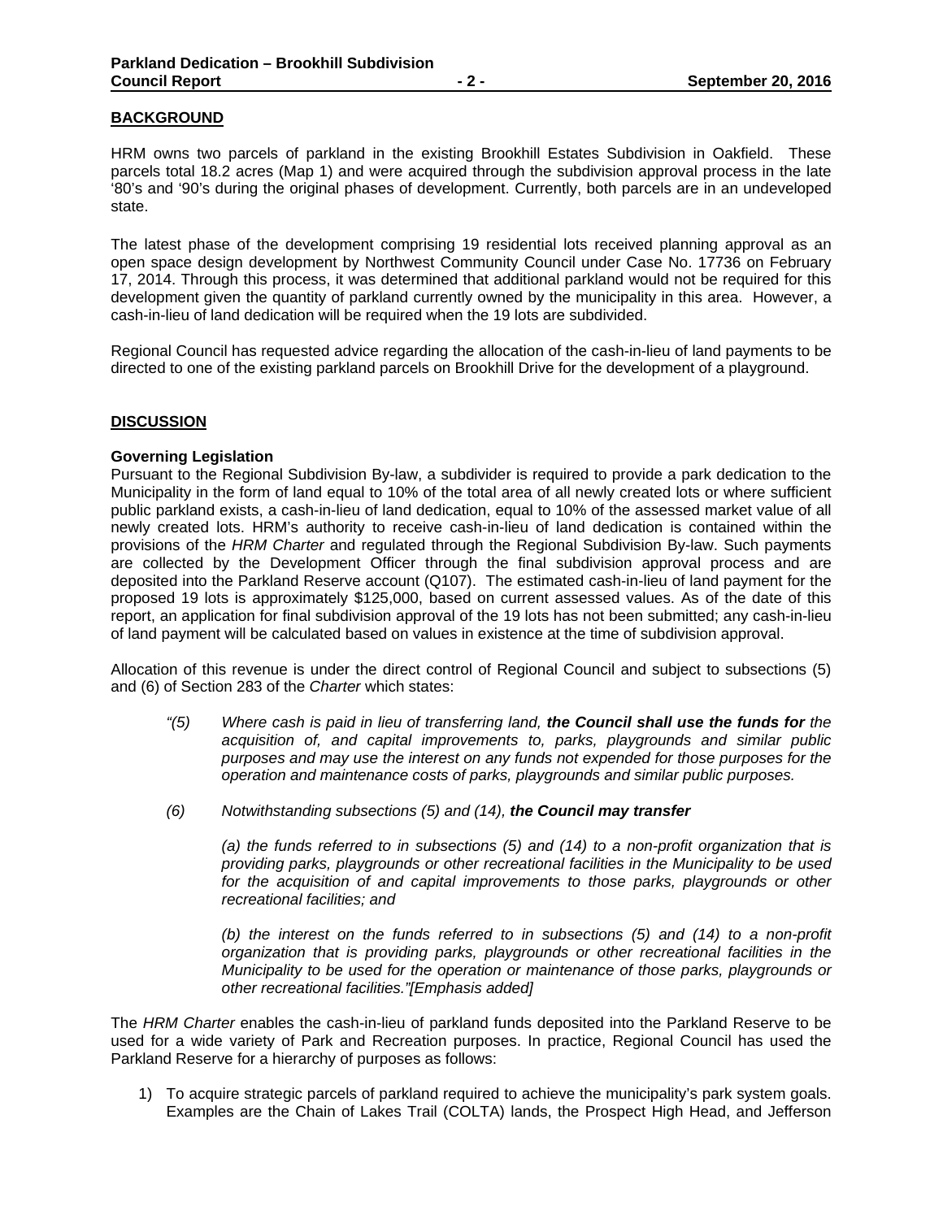## BACKGROUND

HRM owns two parcels of parkland in the existing Brookhill Estates Subdivision in Oakfield. These parcels total 18.2 acres (Map 1) and were acquired through the subdivision approval process in the late '80's and '90's during the original phases of development. Currently, both parcels are in an undeveloped state.

The latest phase of the development comprising 19 residential lots received planning approval as an open space design development by Northwest Community Council under Case No. 17736 on February 17, 2014. Through this process, it was determined that additional parkland would not be required for this development given the quantity of parkland currently owned by the municipality in this area. However, a cash-in-lieu of land dedication will be required when the 19 lots are subdivided.

Regional Council has requested advice regarding the allocation of the cash-in-lieu of land payments to be directed to one of the existing parkland parcels on Brookhill Drive for the development of a playground.

## DISCUSSION

### Governing Legislation

Pursuant to the Regional Subdivision By-law, a subdivider is required to provide a park dedication to the Municipality in the form of land equal to 10% of the total area of all newly created lots or where sufficient public parkland exists, a cash-in-lieu of land dedication, equal to 10% of the assessed market value of all newly created lots. HRM's authority to receive cash-in-lieu of land dedication is contained within the provisions of the *HRM Charter* and regulated through the Regional Subdivision By-law. Such payments are collected by the Development Officer through the final subdivision approval process and are deposited into the Parkland Reserve account (Q107). The estimated cash-in-lieu of land payment for the proposed 19 lots is approximately $125,000, based on current assessed values. As of the date of this report, an application for final subdivision approval of the 19 lots has not been submitted; any cash-in-lieu of land payment will be calculated based on values in existence at the time of subdivision approval.

Allocation of this revenue is under the direct control of Regional Council and subject to subsections (5) and (6) of Section 283 of the *Charter* which states:

> *"(5) Where cash is paid in lieu of transferring land, **the Council shall use the funds for** the acquisition of, and capital improvements to, parks, playgrounds and similar public purposes and may use the interest on any funds not expended for those purposes for the operation and maintenance costs of parks, playgrounds and similar public purposes.*
>
> *(6) Notwithstanding subsections (5) and (14), **the Council may transfer***
>
> *(a) the funds referred to in subsections (5) and (14) to a non-profit organization that is providing parks, playgrounds or other recreational facilities in the Municipality to be used for the acquisition of and capital improvements to those parks, playgrounds or other recreational facilities; and*
>
> *(b) the interest on the funds referred to in subsections (5) and (14) to a non-profit organization that is providing parks, playgrounds or other recreational facilities in the Municipality to be used for the operation or maintenance of those parks, playgrounds or other recreational facilities."[Emphasis added]*

The *HRM Charter* enables the cash-in-lieu of parkland funds deposited into the Parkland Reserve to be used for a wide variety of Park and Recreation purposes. In practice, Regional Council has used the Parkland Reserve for a hierarchy of purposes as follows:

1) To acquire strategic parcels of parkland required to achieve the municipality's park system goals. Examples are the Chain of Lakes Trail (COLTA) lands, the Prospect High Head, and Jefferson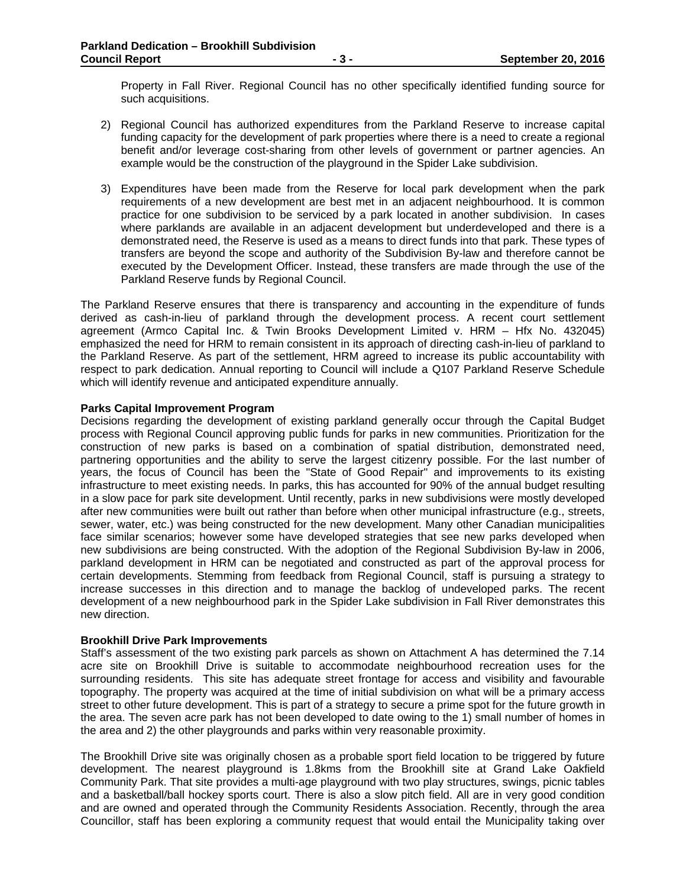Property in Fall River. Regional Council has no other specifically identified funding source for such acquisitions.

2) Regional Council has authorized expenditures from the Parkland Reserve to increase capital funding capacity for the development of park properties where there is a need to create a regional benefit and/or leverage cost-sharing from other levels of government or partner agencies. An example would be the construction of the playground in the Spider Lake subdivision.

3) Expenditures have been made from the Reserve for local park development when the park requirements of a new development are best met in an adjacent neighbourhood. It is common practice for one subdivision to be serviced by a park located in another subdivision. In cases where parklands are available in an adjacent development but underdeveloped and there is a demonstrated need, the Reserve is used as a means to direct funds into that park. These types of transfers are beyond the scope and authority of the Subdivision By-law and therefore cannot be executed by the Development Officer. Instead, these transfers are made through the use of the Parkland Reserve funds by Regional Council.

The Parkland Reserve ensures that there is transparency and accounting in the expenditure of funds derived as cash-in-lieu of parkland through the development process. A recent court settlement agreement (Armco Capital Inc. & Twin Brooks Development Limited v. HRM – Hfx No. 432045) emphasized the need for HRM to remain consistent in its approach of directing cash-in-lieu of parkland to the Parkland Reserve. As part of the settlement, HRM agreed to increase its public accountability with respect to park dedication. Annual reporting to Council will include a Q107 Parkland Reserve Schedule which will identify revenue and anticipated expenditure annually.

**Parks Capital Improvement Program**

Decisions regarding the development of existing parkland generally occur through the Capital Budget process with Regional Council approving public funds for parks in new communities. Prioritization for the construction of new parks is based on a combination of spatial distribution, demonstrated need, partnering opportunities and the ability to serve the largest citizenry possible. For the last number of years, the focus of Council has been the "State of Good Repair" and improvements to its existing infrastructure to meet existing needs. In parks, this has accounted for 90% of the annual budget resulting in a slow pace for park site development. Until recently, parks in new subdivisions were mostly developed after new communities were built out rather than before when other municipal infrastructure (e.g., streets, sewer, water, etc.) was being constructed for the new development. Many other Canadian municipalities face similar scenarios; however some have developed strategies that see new parks developed when new subdivisions are being constructed. With the adoption of the Regional Subdivision By-law in 2006, parkland development in HRM can be negotiated and constructed as part of the approval process for certain developments. Stemming from feedback from Regional Council, staff is pursuing a strategy to increase successes in this direction and to manage the backlog of undeveloped parks. The recent development of a new neighbourhood park in the Spider Lake subdivision in Fall River demonstrates this new direction.

**Brookhill Drive Park Improvements**

Staff's assessment of the two existing park parcels as shown on Attachment A has determined the 7.14 acre site on Brookhill Drive is suitable to accommodate neighbourhood recreation uses for the surrounding residents. This site has adequate street frontage for access and visibility and favourable topography. The property was acquired at the time of initial subdivision on what will be a primary access street to other future development. This is part of a strategy to secure a prime spot for the future growth in the area. The seven acre park has not been developed to date owing to the 1) small number of homes in the area and 2) the other playgrounds and parks within very reasonable proximity.

The Brookhill Drive site was originally chosen as a probable sport field location to be triggered by future development. The nearest playground is 1.8kms from the Brookhill site at Grand Lake Oakfield Community Park. That site provides a multi-age playground with two play structures, swings, picnic tables and a basketball/ball hockey sports court. There is also a slow pitch field. All are in very good condition and are owned and operated through the Community Residents Association. Recently, through the area Councillor, staff has been exploring a community request that would entail the Municipality taking over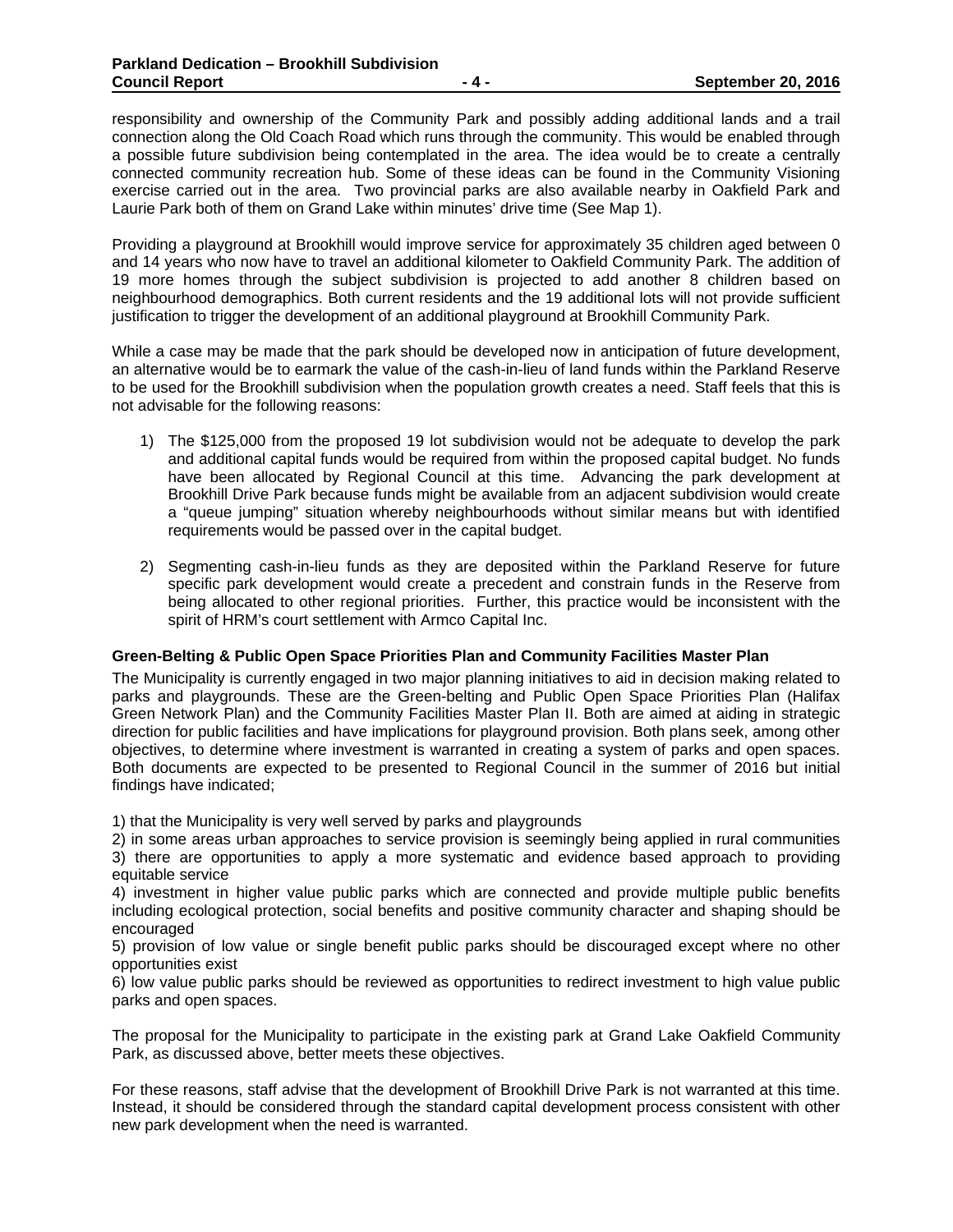responsibility and ownership of the Community Park and possibly adding additional lands and a trail connection along the Old Coach Road which runs through the community. This would be enabled through a possible future subdivision being contemplated in the area. The idea would be to create a centrally connected community recreation hub. Some of these ideas can be found in the Community Visioning exercise carried out in the area. Two provincial parks are also available nearby in Oakfield Park and Laurie Park both of them on Grand Lake within minutes' drive time (See Map 1).

Providing a playground at Brookhill would improve service for approximately 35 children aged between 0 and 14 years who now have to travel an additional kilometer to Oakfield Community Park. The addition of 19 more homes through the subject subdivision is projected to add another 8 children based on neighbourhood demographics. Both current residents and the 19 additional lots will not provide sufficient justification to trigger the development of an additional playground at Brookhill Community Park.

While a case may be made that the park should be developed now in anticipation of future development, an alternative would be to earmark the value of the cash-in-lieu of land funds within the Parkland Reserve to be used for the Brookhill subdivision when the population growth creates a need. Staff feels that this is not advisable for the following reasons:

1) The $125,000 from the proposed 19 lot subdivision would not be adequate to develop the park and additional capital funds would be required from within the proposed capital budget. No funds have been allocated by Regional Council at this time. Advancing the park development at Brookhill Drive Park because funds might be available from an adjacent subdivision would create a "queue jumping" situation whereby neighbourhoods without similar means but with identified requirements would be passed over in the capital budget.

2) Segmenting cash-in-lieu funds as they are deposited within the Parkland Reserve for future specific park development would create a precedent and constrain funds in the Reserve from being allocated to other regional priorities. Further, this practice would be inconsistent with the spirit of HRM's court settlement with Armco Capital Inc.

**Green-Belting & Public Open Space Priorities Plan and Community Facilities Master Plan**

The Municipality is currently engaged in two major planning initiatives to aid in decision making related to parks and playgrounds. These are the Green-belting and Public Open Space Priorities Plan (Halifax Green Network Plan) and the Community Facilities Master Plan II. Both are aimed at aiding in strategic direction for public facilities and have implications for playground provision. Both plans seek, among other objectives, to determine where investment is warranted in creating a system of parks and open spaces. Both documents are expected to be presented to Regional Council in the summer of 2016 but initial findings have indicated;

1) that the Municipality is very well served by parks and playgrounds
2) in some areas urban approaches to service provision is seemingly being applied in rural communities
3) there are opportunities to apply a more systematic and evidence based approach to providing equitable service
4) investment in higher value public parks which are connected and provide multiple public benefits including ecological protection, social benefits and positive community character and shaping should be encouraged
5) provision of low value or single benefit public parks should be discouraged except where no other opportunities exist
6) low value public parks should be reviewed as opportunities to redirect investment to high value public parks and open spaces.

The proposal for the Municipality to participate in the existing park at Grand Lake Oakfield Community Park, as discussed above, better meets these objectives.

For these reasons, staff advise that the development of Brookhill Drive Park is not warranted at this time. Instead, it should be considered through the standard capital development process consistent with other new park development when the need is warranted.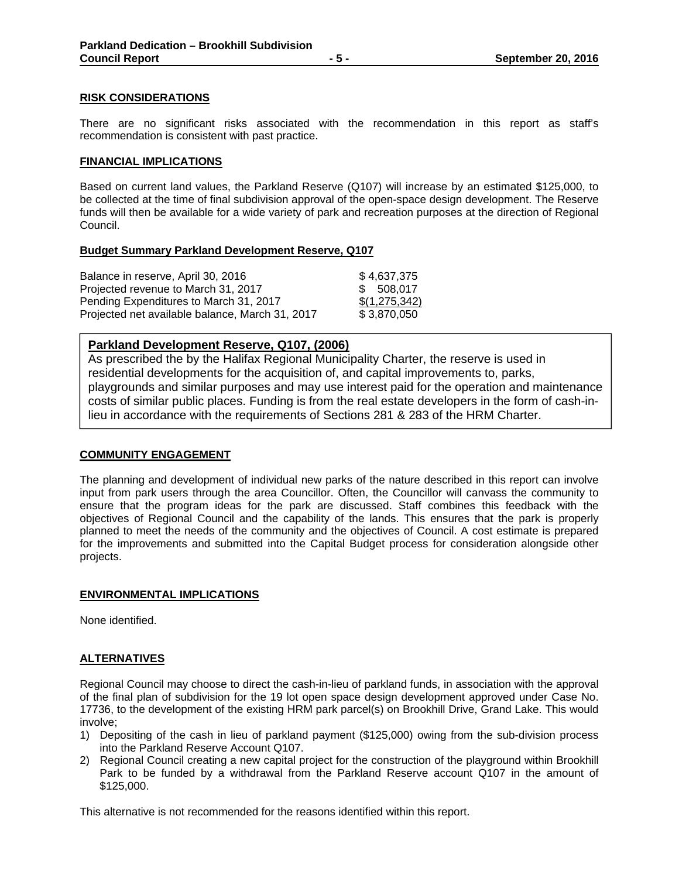## RISK CONSIDERATIONS

There are no significant risks associated with the recommendation in this report as staff's recommendation is consistent with past practice.

## FINANCIAL IMPLICATIONS

Based on current land values, the Parkland Reserve (Q107) will increase by an estimated $125,000, to be collected at the time of final subdivision approval of the open-space design development. The Reserve funds will then be available for a wide variety of park and recreation purposes at the direction of Regional Council.

### Budget Summary Parkland Development Reserve, Q107

| | |
|---|---|
| Balance in reserve, April 30, 2016 | $ 4,637,375 |
| Projected revenue to March 31, 2017 | $ 508,017 |
| Pending Expenditures to March 31, 2017 | $(1,275,342) |
| Projected net available balance, March 31, 2017 | $ 3,870,050 |

**Parkland Development Reserve, Q107, (2006)**

As prescribed the by the Halifax Regional Municipality Charter, the reserve is used in residential developments for the acquisition of, and capital improvements to, parks, playgrounds and similar purposes and may use interest paid for the operation and maintenance costs of similar public places. Funding is from the real estate developers in the form of cash-in-lieu in accordance with the requirements of Sections 281 & 283 of the HRM Charter.

## COMMUNITY ENGAGEMENT

The planning and development of individual new parks of the nature described in this report can involve input from park users through the area Councillor. Often, the Councillor will canvass the community to ensure that the program ideas for the park are discussed. Staff combines this feedback with the objectives of Regional Council and the capability of the lands. This ensures that the park is properly planned to meet the needs of the community and the objectives of Council. A cost estimate is prepared for the improvements and submitted into the Capital Budget process for consideration alongside other projects.

## ENVIRONMENTAL IMPLICATIONS

None identified.

## ALTERNATIVES

Regional Council may choose to direct the cash-in-lieu of parkland funds, in association with the approval of the final plan of subdivision for the 19 lot open space design development approved under Case No. 17736, to the development of the existing HRM park parcel(s) on Brookhill Drive, Grand Lake. This would involve;

1) Depositing of the cash in lieu of parkland payment ($125,000) owing from the sub-division process into the Parkland Reserve Account Q107.
2) Regional Council creating a new capital project for the construction of the playground within Brookhill Park to be funded by a withdrawal from the Parkland Reserve account Q107 in the amount of $125,000.

This alternative is not recommended for the reasons identified within this report.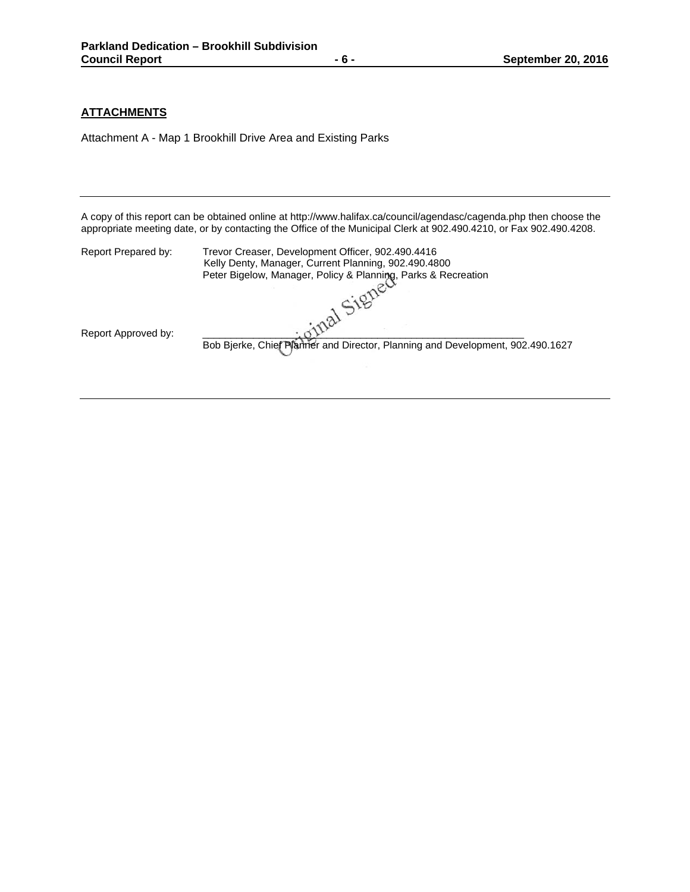## ATTACHMENTS

Attachment A - Map 1 Brookhill Drive Area and Existing Parks

---

A copy of this report can be obtained online at http://www.halifax.ca/council/agendasc/cagenda.php then choose the appropriate meeting date, or by contacting the Office of the Municipal Clerk at 902.490.4210, or Fax 902.490.4208.

Report Prepared by: Trevor Creaser, Development Officer, 902.490.4416
Kelly Denty, Manager, Current Planning, 902.490.4800
Peter Bigelow, Manager, Policy & Planning, Parks & Recreation

Original Signed

Report Approved by: ___________________________________________________
Bob Bjerke, Chief Planner and Director, Planning and Development, 902.490.1627

---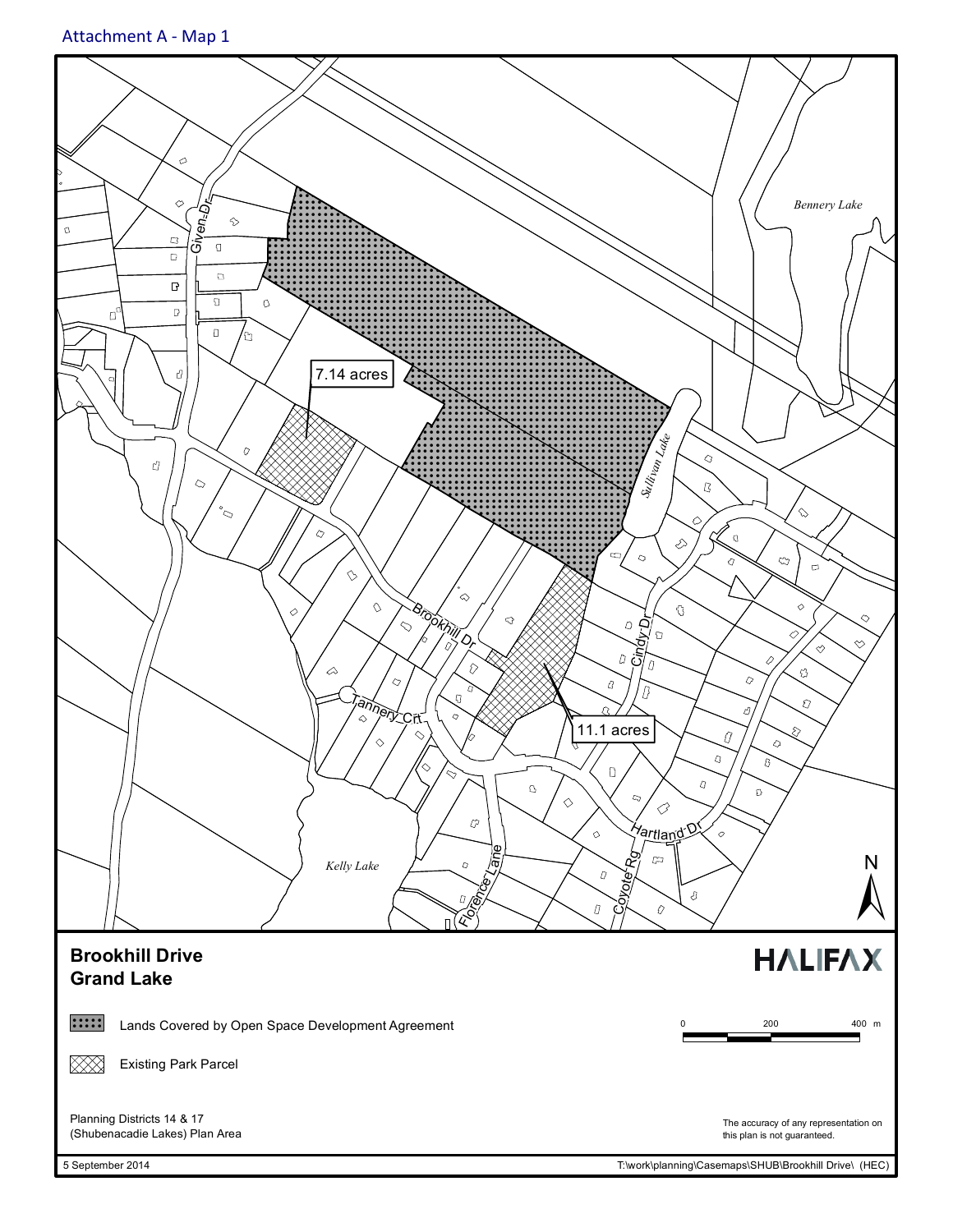Attachment A - Map 1

Bennery Lake

Given Dr

7.14 acres

Sullivan Lake

Brookhill Dr

Cindy Dr

Tannery Crt

11.1 acres

Hartland Dr

Kelly Lake

Florence Lane

Coyote Rg

N

**Brookhill Drive**
**Grand Lake**

HALIFAX

Lands Covered by Open Space Development Agreement

Existing Park Parcel

0 200 400 m

Planning Districts 14 & 17
(Shubenacadie Lakes) Plan Area

The accuracy of any representation on this plan is not guaranteed.

5 September 2014

T:\work\planning\Casemaps\SHUB\Brookhill Drive\ (HEC)